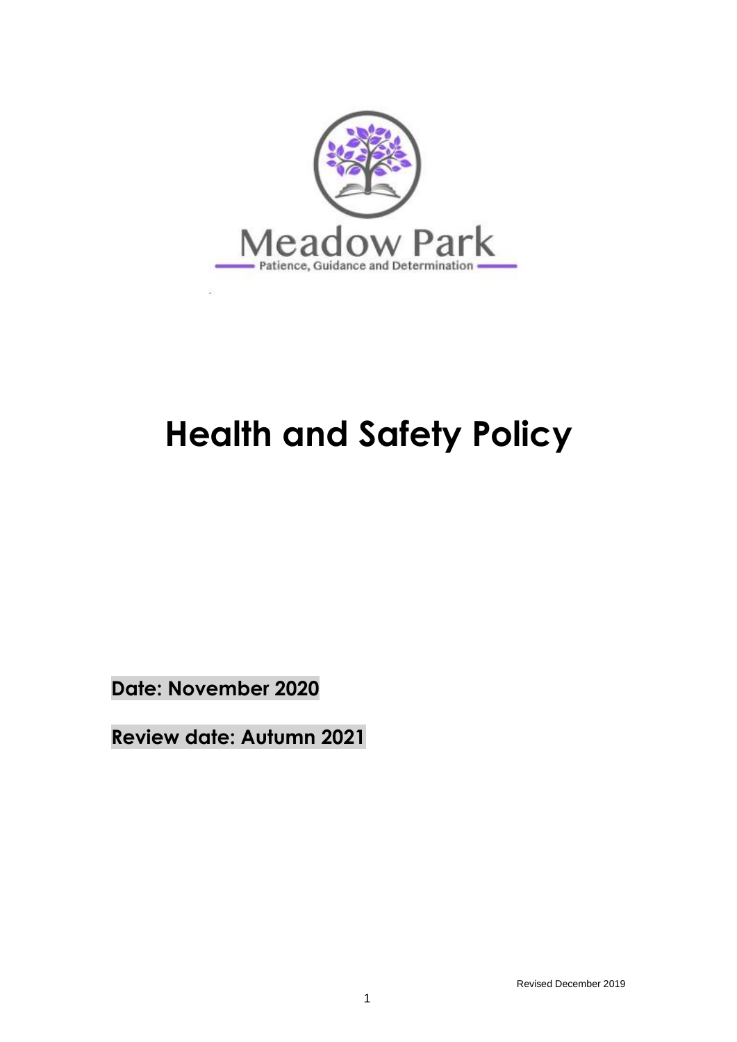Meadow Park

Patience, Guidance and Determination

# Health and Safety Policy

**Date: November 2020**

**Review date: Autumn 2021**

Revised December 2019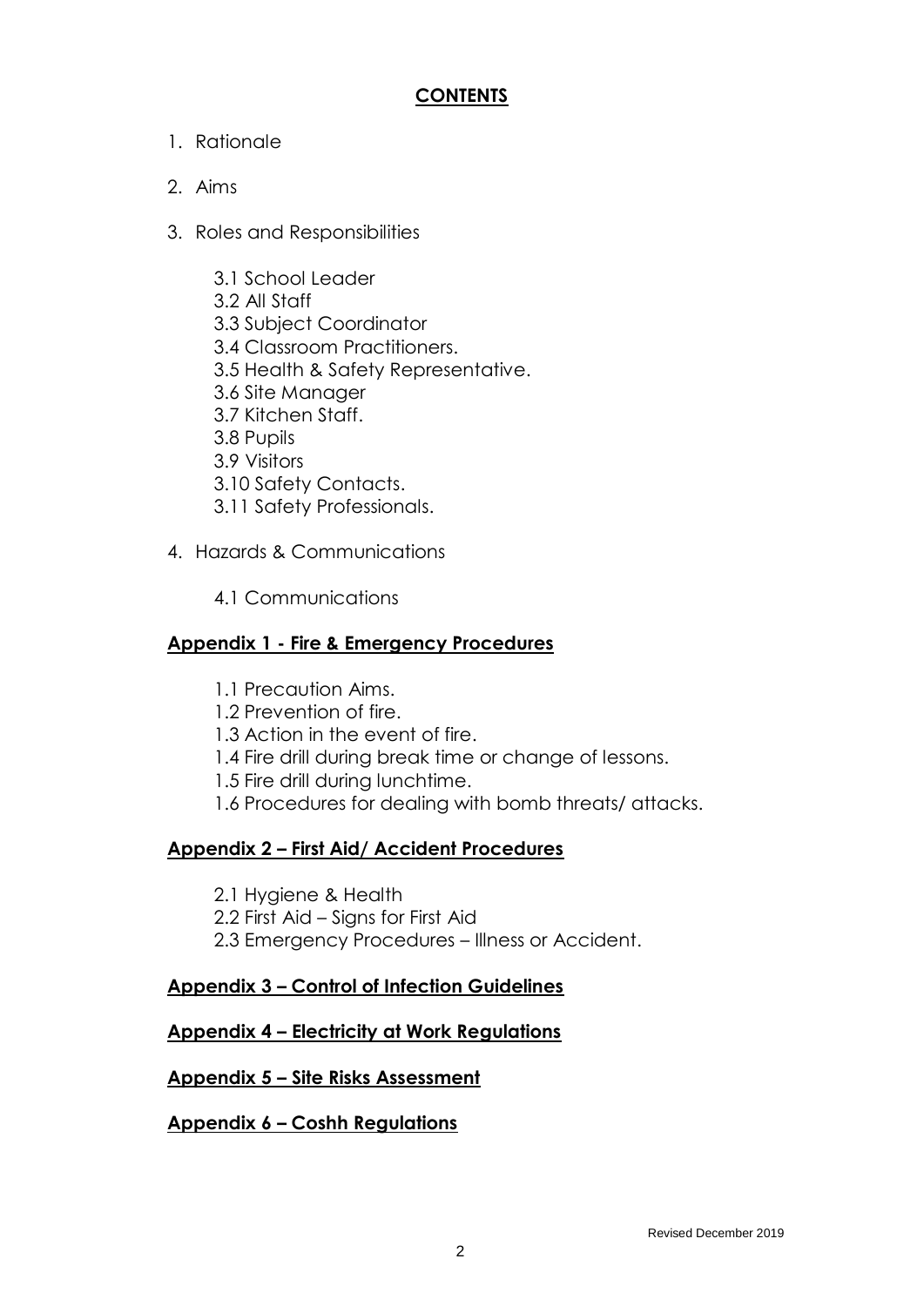## CONTENTS

1. Rationale
2. Aims
3. Roles and Responsibilities
   - 3.1 School Leader
   - 3.2 All Staff
   - 3.3 Subject Coordinator
   - 3.4 Classroom Practitioners.
   - 3.5 Health & Safety Representative.
   - 3.6 Site Manager
   - 3.7 Kitchen Staff.
   - 3.8 Pupils
   - 3.9 Visitors
   - 3.10 Safety Contacts.
   - 3.11 Safety Professionals.
4. Hazards & Communications
   - 4.1 Communications

**Appendix 1 - Fire & Emergency Procedures**

- 1.1 Precaution Aims.
- 1.2 Prevention of fire.
- 1.3 Action in the event of fire.
- 1.4 Fire drill during break time or change of lessons.
- 1.5 Fire drill during lunchtime.
- 1.6 Procedures for dealing with bomb threats/ attacks.

**Appendix 2 – First Aid/ Accident Procedures**

- 2.1 Hygiene & Health
- 2.2 First Aid – Signs for First Aid
- 2.3 Emergency Procedures – Illness or Accident.

**Appendix 3 – Control of Infection Guidelines**

**Appendix 4 – Electricity at Work Regulations**

**Appendix 5 – Site Risks Assessment**

**Appendix 6 – Coshh Regulations**

Revised December 2019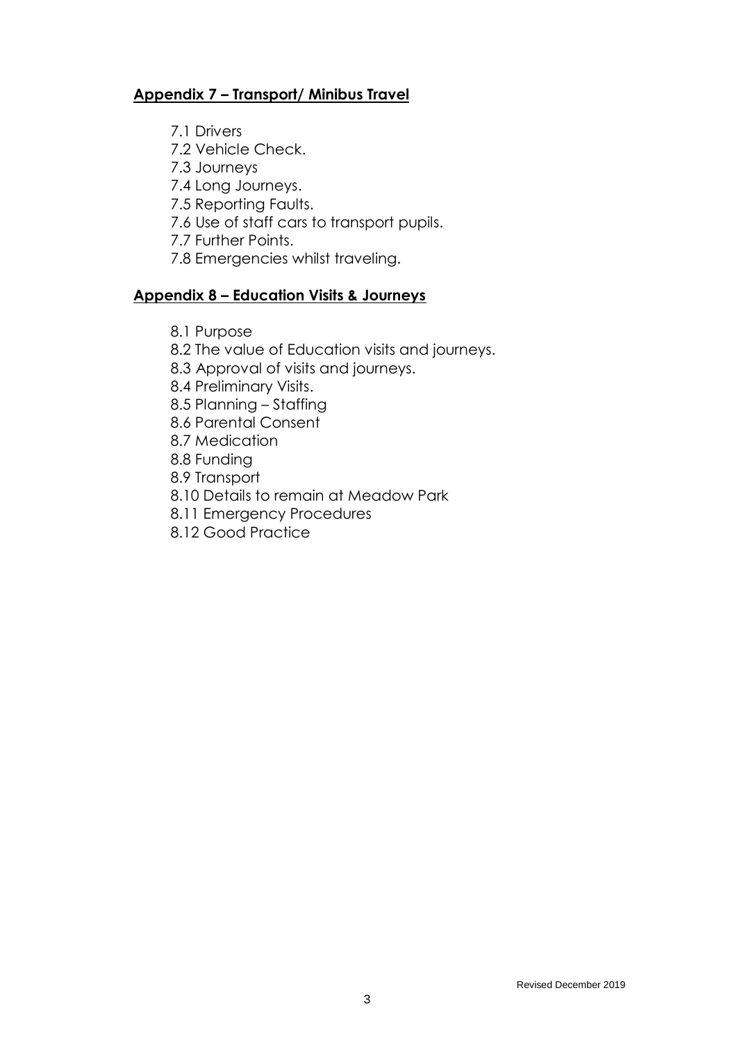**<u>Appendix 7 – Transport/ Minibus Travel</u>**

7.1 Drivers
7.2 Vehicle Check.
7.3 Journeys
7.4 Long Journeys.
7.5 Reporting Faults.
7.6 Use of staff cars to transport pupils.
7.7 Further Points.
7.8 Emergencies whilst traveling.

**<u>Appendix 8 – Education Visits & Journeys</u>**

8.1 Purpose
8.2 The value of Education visits and journeys.
8.3 Approval of visits and journeys.
8.4 Preliminary Visits.
8.5 Planning – Staffing
8.6 Parental Consent
8.7 Medication
8.8 Funding
8.9 Transport
8.10 Details to remain at Meadow Park
8.11 Emergency Procedures
8.12 Good Practice

Revised December 2019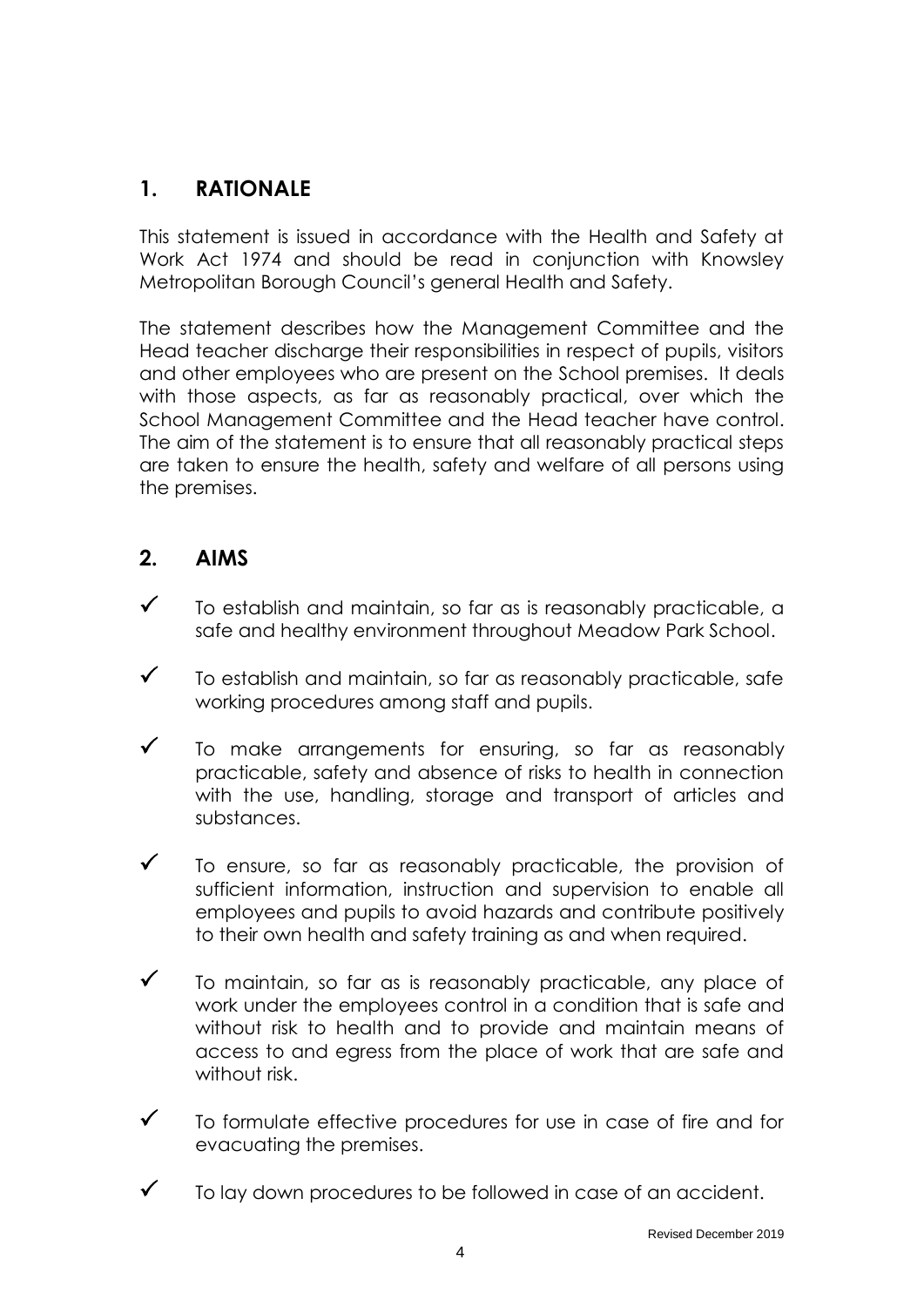## 1. RATIONALE

This statement is issued in accordance with the Health and Safety at Work Act 1974 and should be read in conjunction with Knowsley Metropolitan Borough Council's general Health and Safety.

The statement describes how the Management Committee and the Head teacher discharge their responsibilities in respect of pupils, visitors and other employees who are present on the School premises. It deals with those aspects, as far as reasonably practical, over which the School Management Committee and the Head teacher have control. The aim of the statement is to ensure that all reasonably practical steps are taken to ensure the health, safety and welfare of all persons using the premises.

## 2. AIMS

- ✓ To establish and maintain, so far as is reasonably practicable, a safe and healthy environment throughout Meadow Park School.
- ✓ To establish and maintain, so far as reasonably practicable, safe working procedures among staff and pupils.
- ✓ To make arrangements for ensuring, so far as reasonably practicable, safety and absence of risks to health in connection with the use, handling, storage and transport of articles and substances.
- ✓ To ensure, so far as reasonably practicable, the provision of sufficient information, instruction and supervision to enable all employees and pupils to avoid hazards and contribute positively to their own health and safety training as and when required.
- ✓ To maintain, so far as is reasonably practicable, any place of work under the employees control in a condition that is safe and without risk to health and to provide and maintain means of access to and egress from the place of work that are safe and without risk.
- ✓ To formulate effective procedures for use in case of fire and for evacuating the premises.
- ✓ To lay down procedures to be followed in case of an accident.

Revised December 2019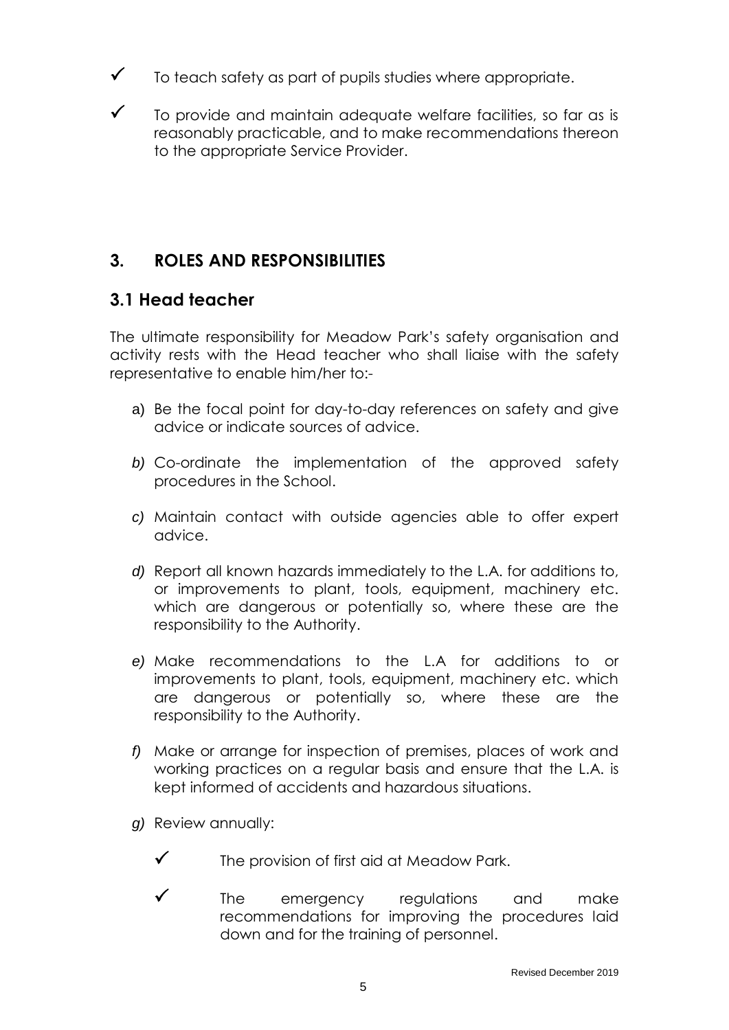- ✓ To teach safety as part of pupils studies where appropriate.
- ✓ To provide and maintain adequate welfare facilities, so far as is reasonably practicable, and to make recommendations thereon to the appropriate Service Provider.

## 3. ROLES AND RESPONSIBILITIES

### 3.1 Head teacher

The ultimate responsibility for Meadow Park's safety organisation and activity rests with the Head teacher who shall liaise with the safety representative to enable him/her to:-

a) Be the focal point for day-to-day references on safety and give advice or indicate sources of advice.

*b)* Co-ordinate the implementation of the approved safety procedures in the School.

*c)* Maintain contact with outside agencies able to offer expert advice.

*d)* Report all known hazards immediately to the L.A. for additions to, or improvements to plant, tools, equipment, machinery etc. which are dangerous or potentially so, where these are the responsibility to the Authority.

*e)* Make recommendations to the L.A for additions to or improvements to plant, tools, equipment, machinery etc. which are dangerous or potentially so, where these are the responsibility to the Authority.

*f)* Make or arrange for inspection of premises, places of work and working practices on a regular basis and ensure that the L.A. is kept informed of accidents and hazardous situations.

*g)* Review annually:

- ✓ The provision of first aid at Meadow Park.
- ✓ The emergency regulations and make recommendations for improving the procedures laid down and for the training of personnel.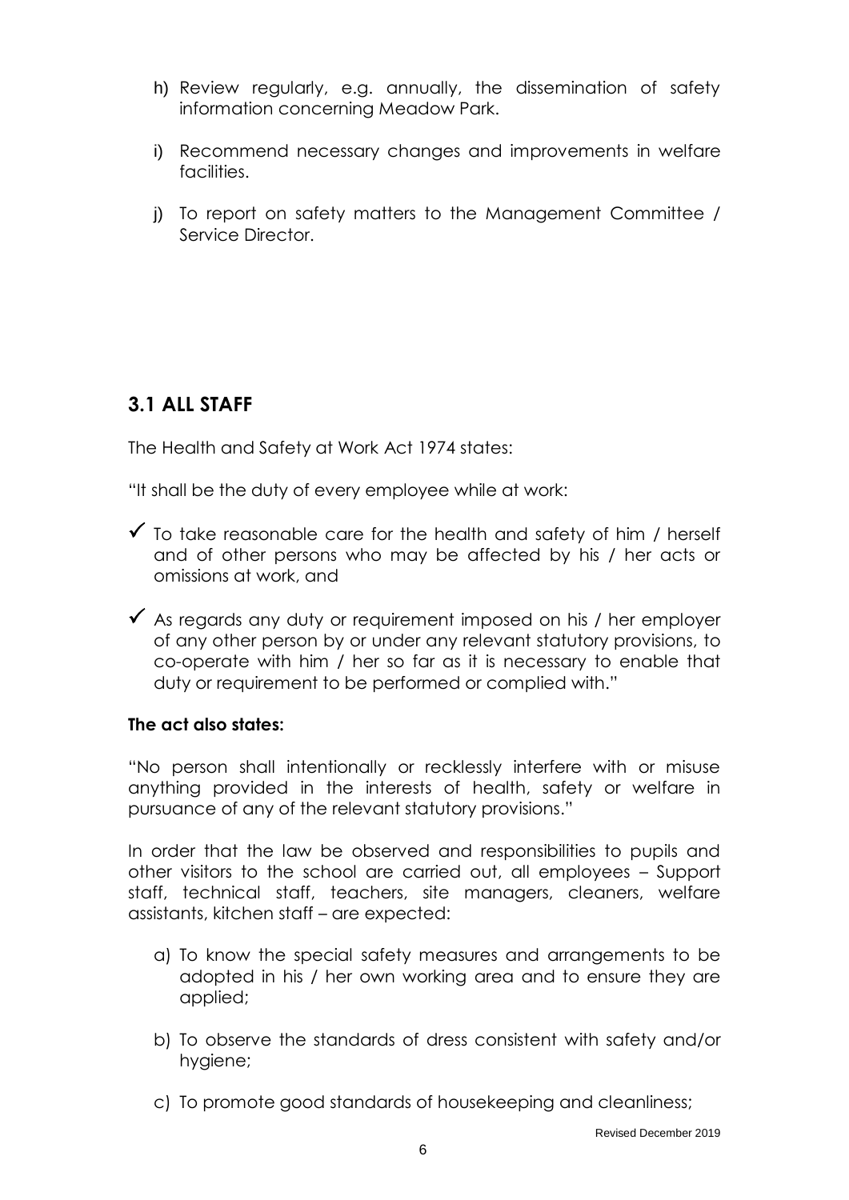h) Review regularly, e.g. annually, the dissemination of safety information concerning Meadow Park.

i) Recommend necessary changes and improvements in welfare facilities.

j) To report on safety matters to the Management Committee / Service Director.

## 3.1 ALL STAFF

The Health and Safety at Work Act 1974 states:

"It shall be the duty of every employee while at work:

- ✓ To take reasonable care for the health and safety of him / herself and of other persons who may be affected by his / her acts or omissions at work, and
- ✓ As regards any duty or requirement imposed on his / her employer of any other person by or under any relevant statutory provisions, to co-operate with him / her so far as it is necessary to enable that duty or requirement to be performed or complied with."

**The act also states:**

"No person shall intentionally or recklessly interfere with or misuse anything provided in the interests of health, safety or welfare in pursuance of any of the relevant statutory provisions."

In order that the law be observed and responsibilities to pupils and other visitors to the school are carried out, all employees – Support staff, technical staff, teachers, site managers, cleaners, welfare assistants, kitchen staff – are expected:

a) To know the special safety measures and arrangements to be adopted in his / her own working area and to ensure they are applied;

b) To observe the standards of dress consistent with safety and/or hygiene;

c) To promote good standards of housekeeping and cleanliness;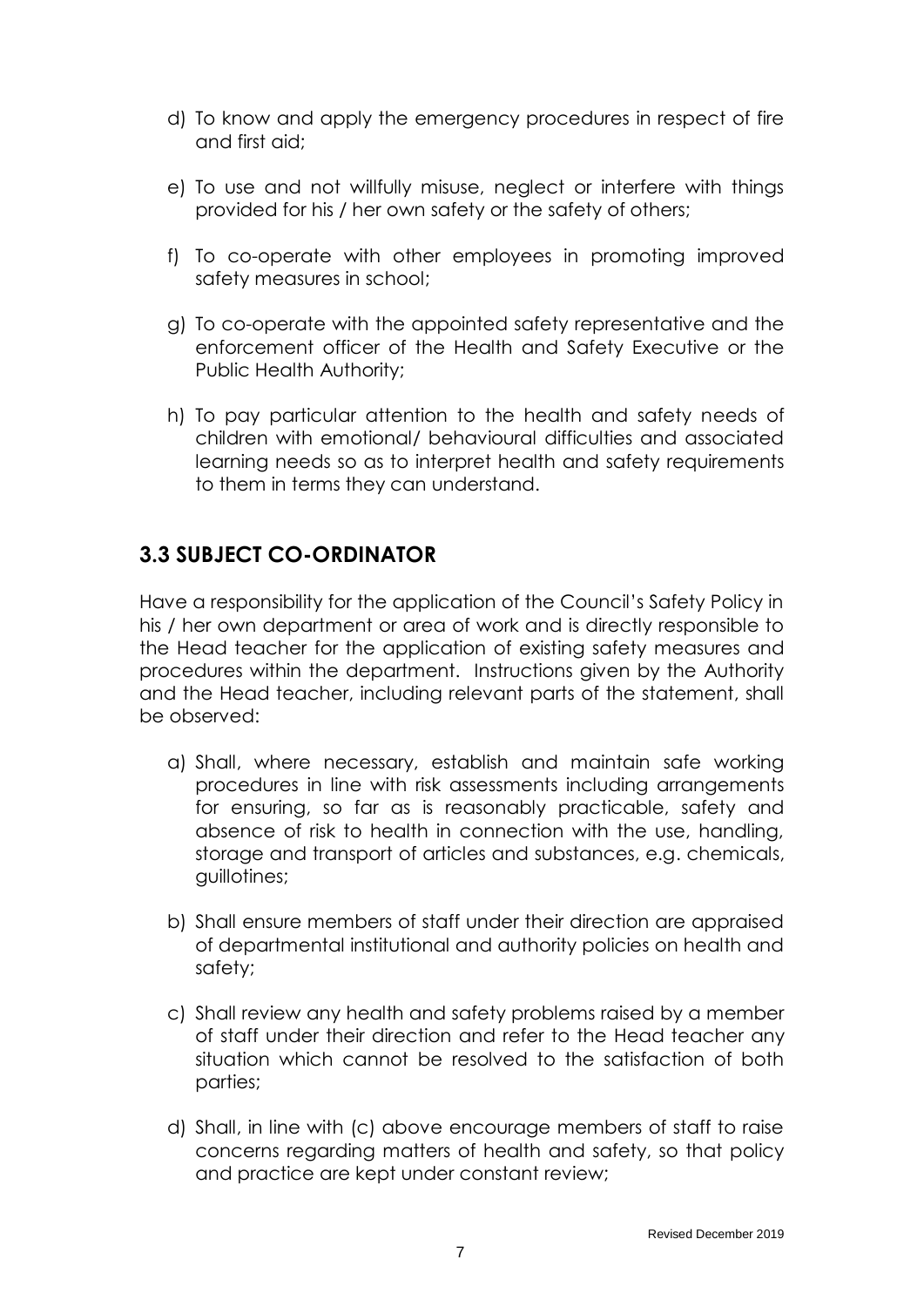d) To know and apply the emergency procedures in respect of fire and first aid;

e) To use and not willfully misuse, neglect or interfere with things provided for his / her own safety or the safety of others;

f) To co-operate with other employees in promoting improved safety measures in school;

g) To co-operate with the appointed safety representative and the enforcement officer of the Health and Safety Executive or the Public Health Authority;

h) To pay particular attention to the health and safety needs of children with emotional/ behavioural difficulties and associated learning needs so as to interpret health and safety requirements to them in terms they can understand.

## 3.3 SUBJECT CO-ORDINATOR

Have a responsibility for the application of the Council's Safety Policy in his / her own department or area of work and is directly responsible to the Head teacher for the application of existing safety measures and procedures within the department. Instructions given by the Authority and the Head teacher, including relevant parts of the statement, shall be observed:

a) Shall, where necessary, establish and maintain safe working procedures in line with risk assessments including arrangements for ensuring, so far as is reasonably practicable, safety and absence of risk to health in connection with the use, handling, storage and transport of articles and substances, e.g. chemicals, guillotines;

b) Shall ensure members of staff under their direction are appraised of departmental institutional and authority policies on health and safety;

c) Shall review any health and safety problems raised by a member of staff under their direction and refer to the Head teacher any situation which cannot be resolved to the satisfaction of both parties;

d) Shall, in line with (c) above encourage members of staff to raise concerns regarding matters of health and safety, so that policy and practice are kept under constant review;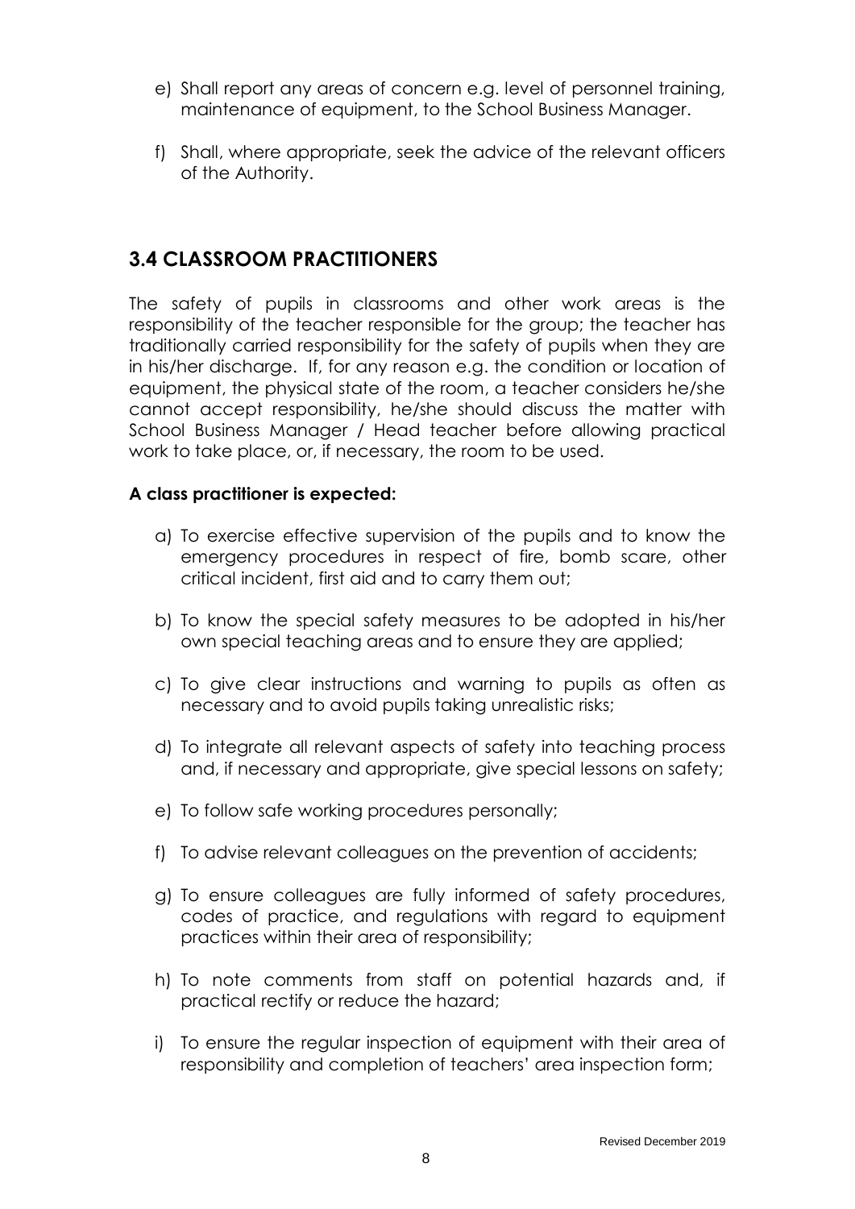e) Shall report any areas of concern e.g. level of personnel training, maintenance of equipment, to the School Business Manager.

f) Shall, where appropriate, seek the advice of the relevant officers of the Authority.

## 3.4 CLASSROOM PRACTITIONERS

The safety of pupils in classrooms and other work areas is the responsibility of the teacher responsible for the group; the teacher has traditionally carried responsibility for the safety of pupils when they are in his/her discharge. If, for any reason e.g. the condition or location of equipment, the physical state of the room, a teacher considers he/she cannot accept responsibility, he/she should discuss the matter with School Business Manager / Head teacher before allowing practical work to take place, or, if necessary, the room to be used.

**A class practitioner is expected:**

a) To exercise effective supervision of the pupils and to know the emergency procedures in respect of fire, bomb scare, other critical incident, first aid and to carry them out;

b) To know the special safety measures to be adopted in his/her own special teaching areas and to ensure they are applied;

c) To give clear instructions and warning to pupils as often as necessary and to avoid pupils taking unrealistic risks;

d) To integrate all relevant aspects of safety into teaching process and, if necessary and appropriate, give special lessons on safety;

e) To follow safe working procedures personally;

f) To advise relevant colleagues on the prevention of accidents;

g) To ensure colleagues are fully informed of safety procedures, codes of practice, and regulations with regard to equipment practices within their area of responsibility;

h) To note comments from staff on potential hazards and, if practical rectify or reduce the hazard;

i) To ensure the regular inspection of equipment with their area of responsibility and completion of teachers' area inspection form;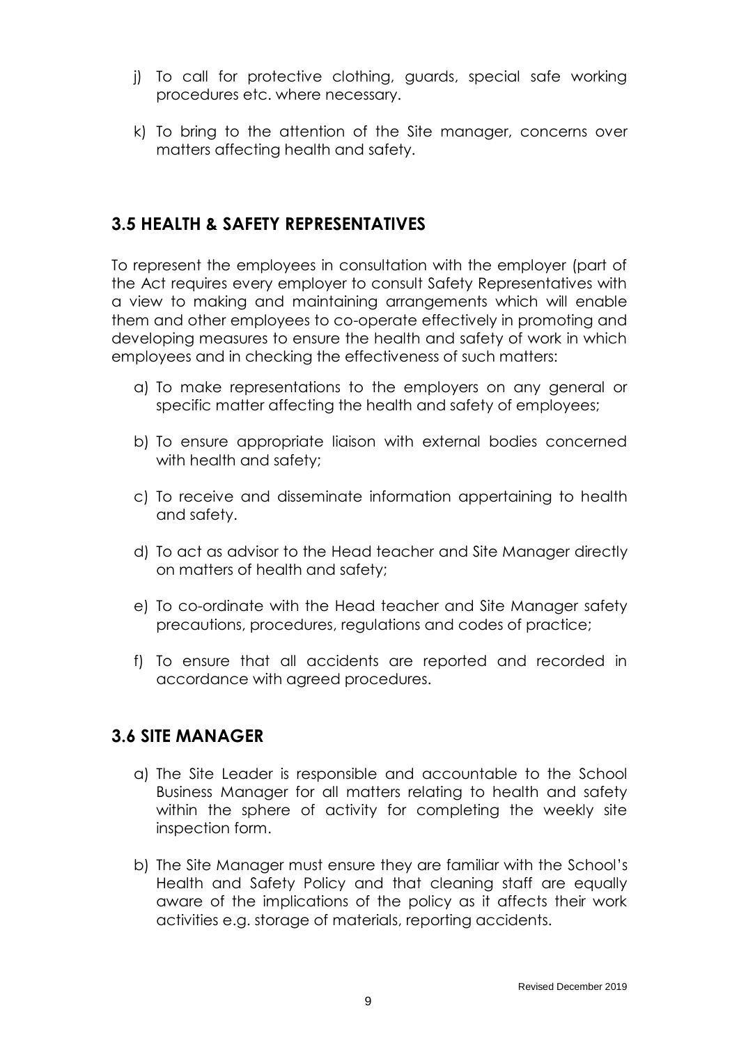j) To call for protective clothing, guards, special safe working procedures etc. where necessary.

k) To bring to the attention of the Site manager, concerns over matters affecting health and safety.

## 3.5 HEALTH & SAFETY REPRESENTATIVES

To represent the employees in consultation with the employer (part of the Act requires every employer to consult Safety Representatives with a view to making and maintaining arrangements which will enable them and other employees to co-operate effectively in promoting and developing measures to ensure the health and safety of work in which employees and in checking the effectiveness of such matters:

a) To make representations to the employers on any general or specific matter affecting the health and safety of employees;

b) To ensure appropriate liaison with external bodies concerned with health and safety;

c) To receive and disseminate information appertaining to health and safety.

d) To act as advisor to the Head teacher and Site Manager directly on matters of health and safety;

e) To co-ordinate with the Head teacher and Site Manager safety precautions, procedures, regulations and codes of practice;

f) To ensure that all accidents are reported and recorded in accordance with agreed procedures.

## 3.6 SITE MANAGER

a) The Site Leader is responsible and accountable to the School Business Manager for all matters relating to health and safety within the sphere of activity for completing the weekly site inspection form.

b) The Site Manager must ensure they are familiar with the School's Health and Safety Policy and that cleaning staff are equally aware of the implications of the policy as it affects their work activities e.g. storage of materials, reporting accidents.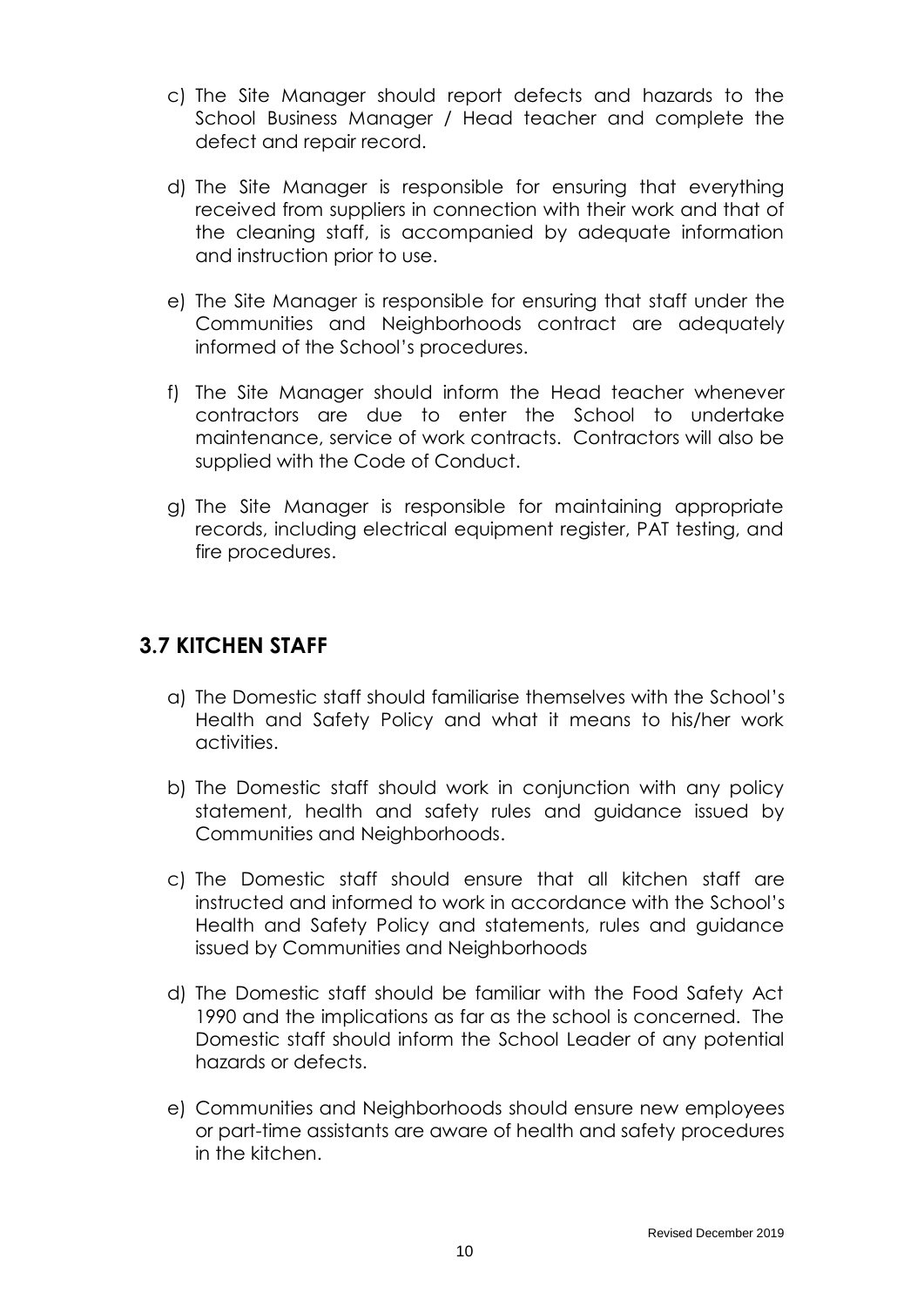c) The Site Manager should report defects and hazards to the School Business Manager / Head teacher and complete the defect and repair record.

d) The Site Manager is responsible for ensuring that everything received from suppliers in connection with their work and that of the cleaning staff, is accompanied by adequate information and instruction prior to use.

e) The Site Manager is responsible for ensuring that staff under the Communities and Neighborhoods contract are adequately informed of the School's procedures.

f) The Site Manager should inform the Head teacher whenever contractors are due to enter the School to undertake maintenance, service of work contracts. Contractors will also be supplied with the Code of Conduct.

g) The Site Manager is responsible for maintaining appropriate records, including electrical equipment register, PAT testing, and fire procedures.

## 3.7 KITCHEN STAFF

a) The Domestic staff should familiarise themselves with the School's Health and Safety Policy and what it means to his/her work activities.

b) The Domestic staff should work in conjunction with any policy statement, health and safety rules and guidance issued by Communities and Neighborhoods.

c) The Domestic staff should ensure that all kitchen staff are instructed and informed to work in accordance with the School's Health and Safety Policy and statements, rules and guidance issued by Communities and Neighborhoods

d) The Domestic staff should be familiar with the Food Safety Act 1990 and the implications as far as the school is concerned. The Domestic staff should inform the School Leader of any potential hazards or defects.

e) Communities and Neighborhoods should ensure new employees or part-time assistants are aware of health and safety procedures in the kitchen.

Revised December 2019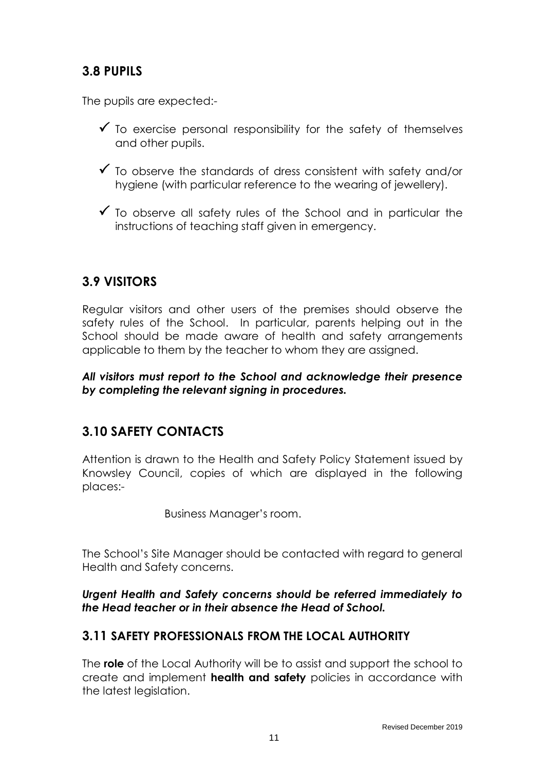## 3.8 PUPILS

The pupils are expected:-

- ✓ To exercise personal responsibility for the safety of themselves and other pupils.
- ✓ To observe the standards of dress consistent with safety and/or hygiene (with particular reference to the wearing of jewellery).
- ✓ To observe all safety rules of the School and in particular the instructions of teaching staff given in emergency.

## 3.9 VISITORS

Regular visitors and other users of the premises should observe the safety rules of the School. In particular, parents helping out in the School should be made aware of health and safety arrangements applicable to them by the teacher to whom they are assigned.

***All visitors must report to the School and acknowledge their presence by completing the relevant signing in procedures.***

## 3.10 SAFETY CONTACTS

Attention is drawn to the Health and Safety Policy Statement issued by Knowsley Council, copies of which are displayed in the following places:-

Business Manager's room.

The School's Site Manager should be contacted with regard to general Health and Safety concerns.

***Urgent Health and Safety concerns should be referred immediately to the Head teacher or in their absence the Head of School.***

### 3.11 SAFETY PROFESSIONALS FROM THE LOCAL AUTHORITY

The **role** of the Local Authority will be to assist and support the school to create and implement **health and safety** policies in accordance with the latest legislation.

Revised December 2019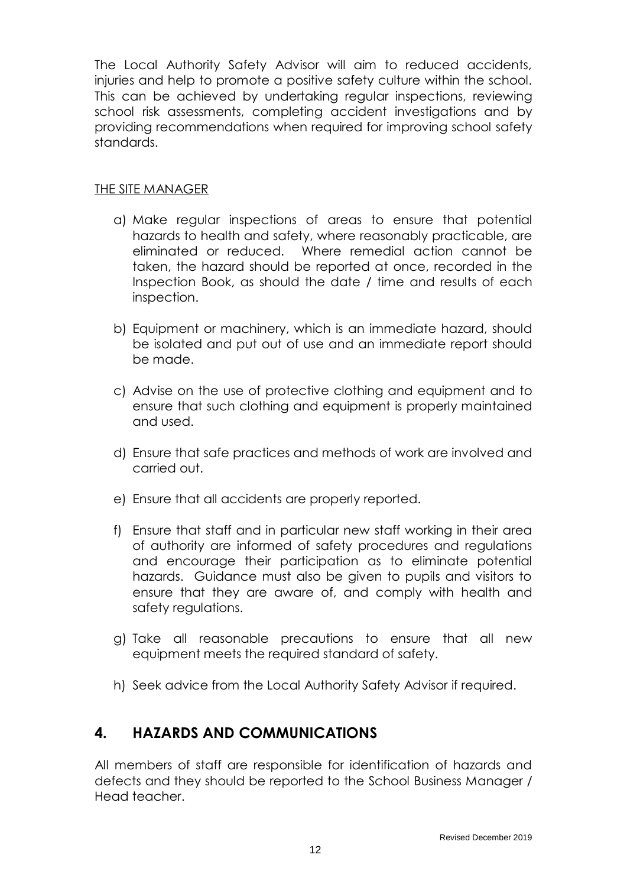The Local Authority Safety Advisor will aim to reduced accidents, injuries and help to promote a positive safety culture within the school. This can be achieved by undertaking regular inspections, reviewing school risk assessments, completing accident investigations and by providing recommendations when required for improving school safety standards.

THE SITE MANAGER

a) Make regular inspections of areas to ensure that potential hazards to health and safety, where reasonably practicable, are eliminated or reduced. Where remedial action cannot be taken, the hazard should be reported at once, recorded in the Inspection Book, as should the date / time and results of each inspection.

b) Equipment or machinery, which is an immediate hazard, should be isolated and put out of use and an immediate report should be made.

c) Advise on the use of protective clothing and equipment and to ensure that such clothing and equipment is properly maintained and used.

d) Ensure that safe practices and methods of work are involved and carried out.

e) Ensure that all accidents are properly reported.

f) Ensure that staff and in particular new staff working in their area of authority are informed of safety procedures and regulations and encourage their participation as to eliminate potential hazards. Guidance must also be given to pupils and visitors to ensure that they are aware of, and comply with health and safety regulations.

g) Take all reasonable precautions to ensure that all new equipment meets the required standard of safety.

h) Seek advice from the Local Authority Safety Advisor if required.

## 4. HAZARDS AND COMMUNICATIONS

All members of staff are responsible for identification of hazards and defects and they should be reported to the School Business Manager / Head teacher.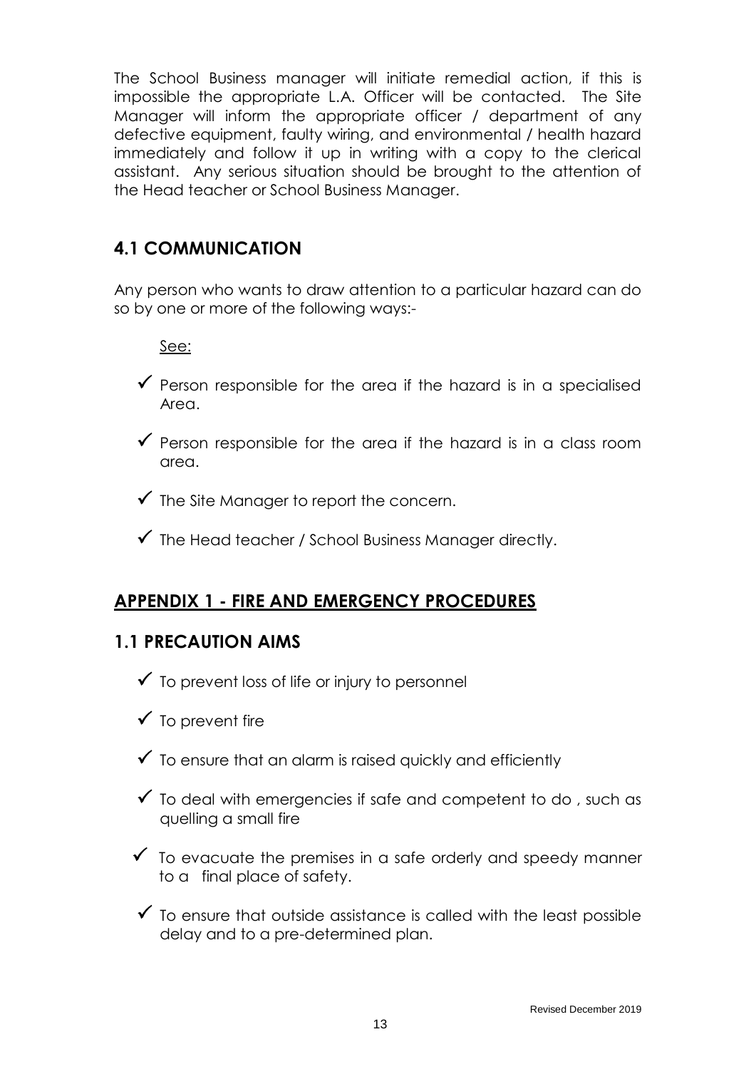The School Business manager will initiate remedial action, if this is impossible the appropriate L.A. Officer will be contacted. The Site Manager will inform the appropriate officer / department of any defective equipment, faulty wiring, and environmental / health hazard immediately and follow it up in writing with a copy to the clerical assistant. Any serious situation should be brought to the attention of the Head teacher or School Business Manager.

## 4.1 COMMUNICATION

Any person who wants to draw attention to a particular hazard can do so by one or more of the following ways:-

See:

- ✓ Person responsible for the area if the hazard is in a specialised Area.
- ✓ Person responsible for the area if the hazard is in a class room area.
- ✓ The Site Manager to report the concern.
- ✓ The Head teacher / School Business Manager directly.

## APPENDIX 1 - FIRE AND EMERGENCY PROCEDURES

## 1.1 PRECAUTION AIMS

- ✓ To prevent loss of life or injury to personnel
- ✓ To prevent fire
- ✓ To ensure that an alarm is raised quickly and efficiently
- ✓ To deal with emergencies if safe and competent to do , such as quelling a small fire
- ✓ To evacuate the premises in a safe orderly and speedy manner to a final place of safety.
- ✓ To ensure that outside assistance is called with the least possible delay and to a pre-determined plan.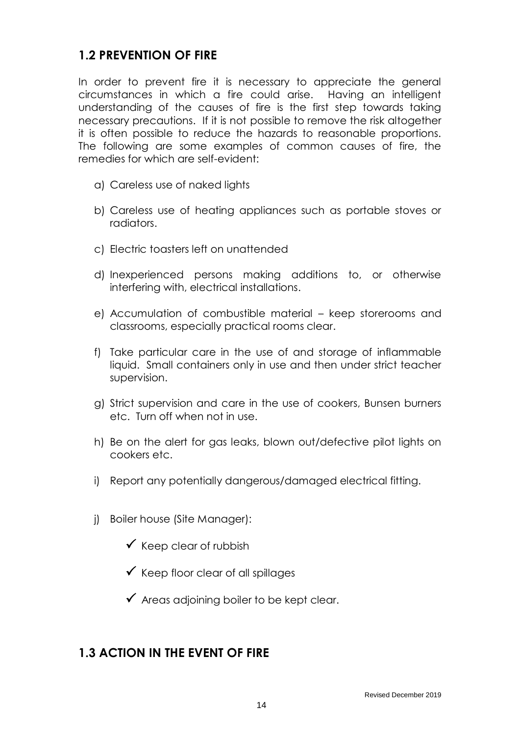## 1.2 PREVENTION OF FIRE

In order to prevent fire it is necessary to appreciate the general circumstances in which a fire could arise. Having an intelligent understanding of the causes of fire is the first step towards taking necessary precautions. If it is not possible to remove the risk altogether it is often possible to reduce the hazards to reasonable proportions. The following are some examples of common causes of fire, the remedies for which are self-evident:

a) Careless use of naked lights

b) Careless use of heating appliances such as portable stoves or radiators.

c) Electric toasters left on unattended

d) Inexperienced persons making additions to, or otherwise interfering with, electrical installations.

e) Accumulation of combustible material – keep storerooms and classrooms, especially practical rooms clear.

f) Take particular care in the use of and storage of inflammable liquid. Small containers only in use and then under strict teacher supervision.

g) Strict supervision and care in the use of cookers, Bunsen burners etc. Turn off when not in use.

h) Be on the alert for gas leaks, blown out/defective pilot lights on cookers etc.

i) Report any potentially dangerous/damaged electrical fitting.

j) Boiler house (Site Manager):

   - ✓ Keep clear of rubbish
   - ✓ Keep floor clear of all spillages
   - ✓ Areas adjoining boiler to be kept clear.

## 1.3 ACTION IN THE EVENT OF FIRE

Revised December 2019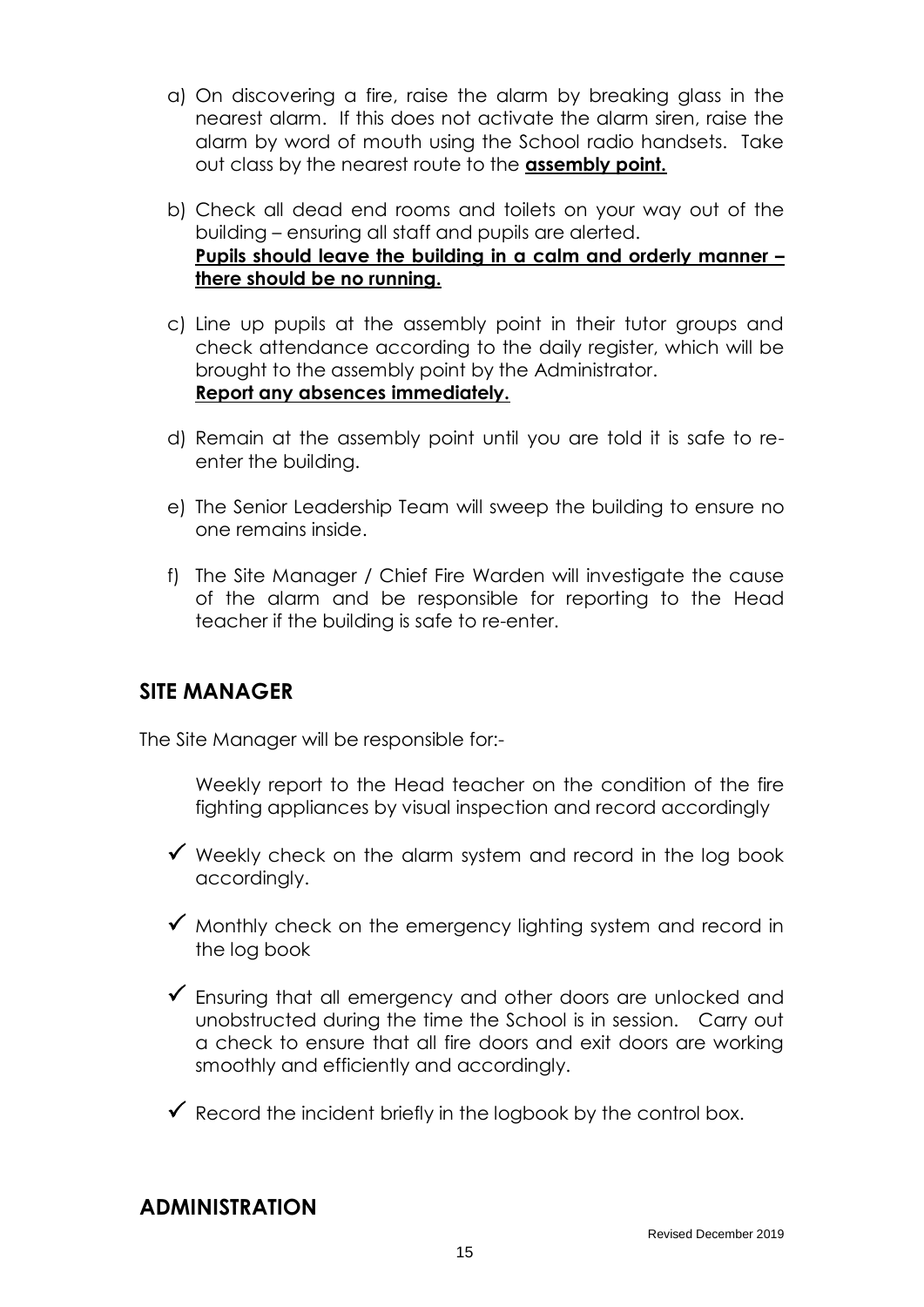a) On discovering a fire, raise the alarm by breaking glass in the nearest alarm. If this does not activate the alarm siren, raise the alarm by word of mouth using the School radio handsets. Take out class by the nearest route to the **assembly point.**

b) Check all dead end rooms and toilets on your way out of the building – ensuring all staff and pupils are alerted.
**Pupils should leave the building in a calm and orderly manner – there should be no running.**

c) Line up pupils at the assembly point in their tutor groups and check attendance according to the daily register, which will be brought to the assembly point by the Administrator.
**Report any absences immediately.**

d) Remain at the assembly point until you are told it is safe to re-enter the building.

e) The Senior Leadership Team will sweep the building to ensure no one remains inside.

f) The Site Manager / Chief Fire Warden will investigate the cause of the alarm and be responsible for reporting to the Head teacher if the building is safe to re-enter.

## SITE MANAGER

The Site Manager will be responsible for:-

Weekly report to the Head teacher on the condition of the fire fighting appliances by visual inspection and record accordingly

- ✓ Weekly check on the alarm system and record in the log book accordingly.
- ✓ Monthly check on the emergency lighting system and record in the log book
- ✓ Ensuring that all emergency and other doors are unlocked and unobstructed during the time the School is in session. Carry out a check to ensure that all fire doors and exit doors are working smoothly and efficiently and accordingly.
- ✓ Record the incident briefly in the logbook by the control box.

## ADMINISTRATION

Revised December 2019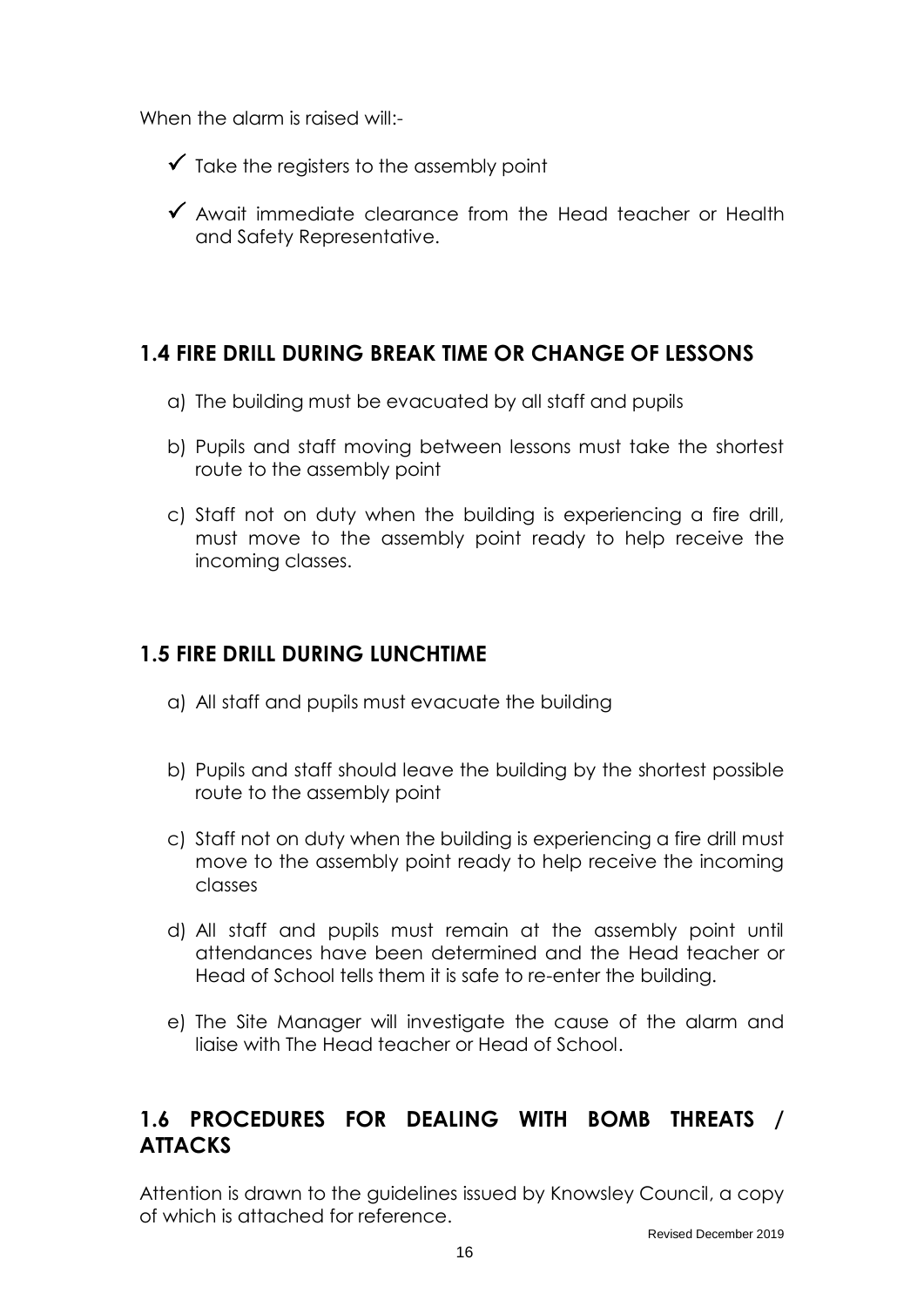When the alarm is raised will:-

- ✓ Take the registers to the assembly point
- ✓ Await immediate clearance from the Head teacher or Health and Safety Representative.

## 1.4 FIRE DRILL DURING BREAK TIME OR CHANGE OF LESSONS

a) The building must be evacuated by all staff and pupils

b) Pupils and staff moving between lessons must take the shortest route to the assembly point

c) Staff not on duty when the building is experiencing a fire drill, must move to the assembly point ready to help receive the incoming classes.

## 1.5 FIRE DRILL DURING LUNCHTIME

a) All staff and pupils must evacuate the building

b) Pupils and staff should leave the building by the shortest possible route to the assembly point

c) Staff not on duty when the building is experiencing a fire drill must move to the assembly point ready to help receive the incoming classes

d) All staff and pupils must remain at the assembly point until attendances have been determined and the Head teacher or Head of School tells them it is safe to re-enter the building.

e) The Site Manager will investigate the cause of the alarm and liaise with The Head teacher or Head of School.

## 1.6 PROCEDURES FOR DEALING WITH BOMB THREATS / ATTACKS

Attention is drawn to the guidelines issued by Knowsley Council, a copy of which is attached for reference.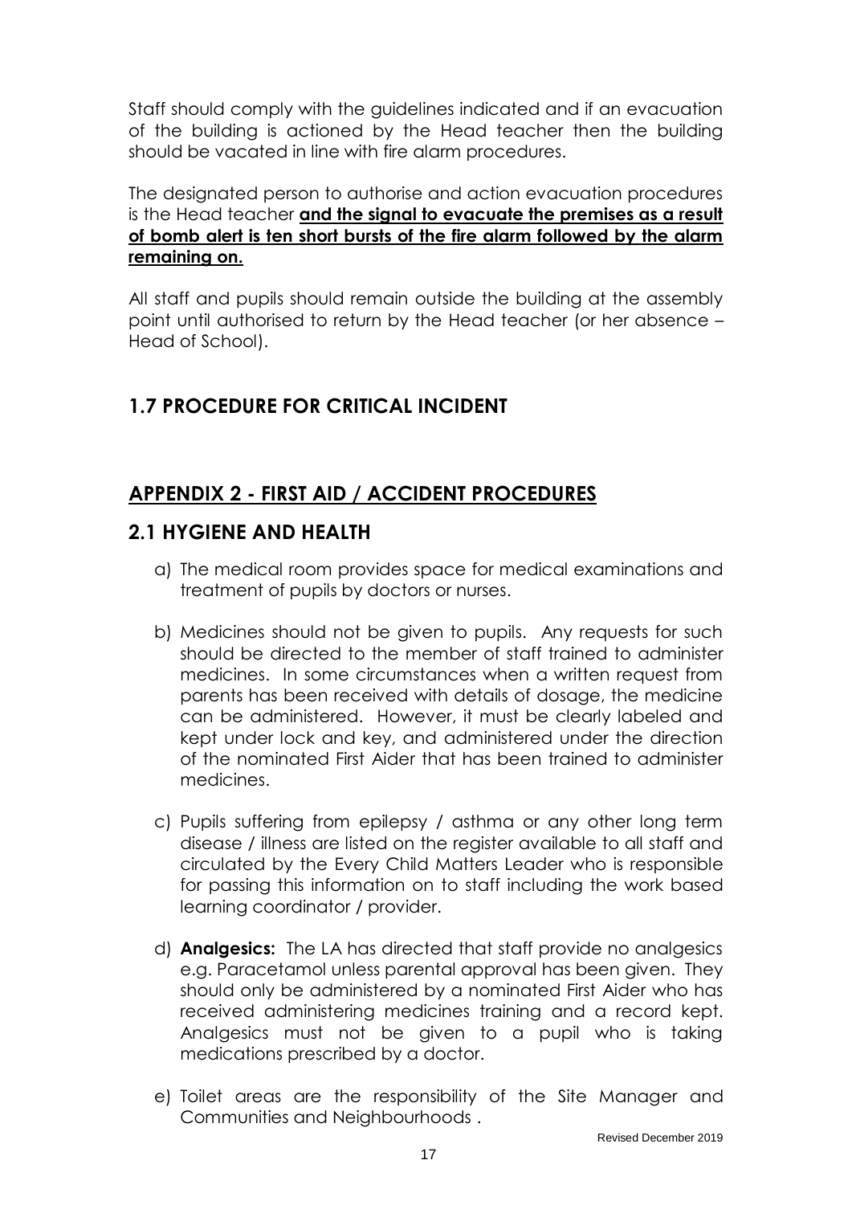Staff should comply with the guidelines indicated and if an evacuation of the building is actioned by the Head teacher then the building should be vacated in line with fire alarm procedures.

The designated person to authorise and action evacuation procedures is the Head teacher **and the signal to evacuate the premises as a result of bomb alert is ten short bursts of the fire alarm followed by the alarm remaining on.**

All staff and pupils should remain outside the building at the assembly point until authorised to return by the Head teacher (or her absence – Head of School).

## 1.7 PROCEDURE FOR CRITICAL INCIDENT

# APPENDIX 2 - FIRST AID / ACCIDENT PROCEDURES

## 2.1 HYGIENE AND HEALTH

a) The medical room provides space for medical examinations and treatment of pupils by doctors or nurses.

b) Medicines should not be given to pupils. Any requests for such should be directed to the member of staff trained to administer medicines. In some circumstances when a written request from parents has been received with details of dosage, the medicine can be administered. However, it must be clearly labeled and kept under lock and key, and administered under the direction of the nominated First Aider that has been trained to administer medicines.

c) Pupils suffering from epilepsy / asthma or any other long term disease / illness are listed on the register available to all staff and circulated by the Every Child Matters Leader who is responsible for passing this information on to staff including the work based learning coordinator / provider.

d) **Analgesics:** The LA has directed that staff provide no analgesics e.g. Paracetamol unless parental approval has been given. They should only be administered by a nominated First Aider who has received administering medicines training and a record kept. Analgesics must not be given to a pupil who is taking medications prescribed by a doctor.

e) Toilet areas are the responsibility of the Site Manager and Communities and Neighbourhoods .

Revised December 2019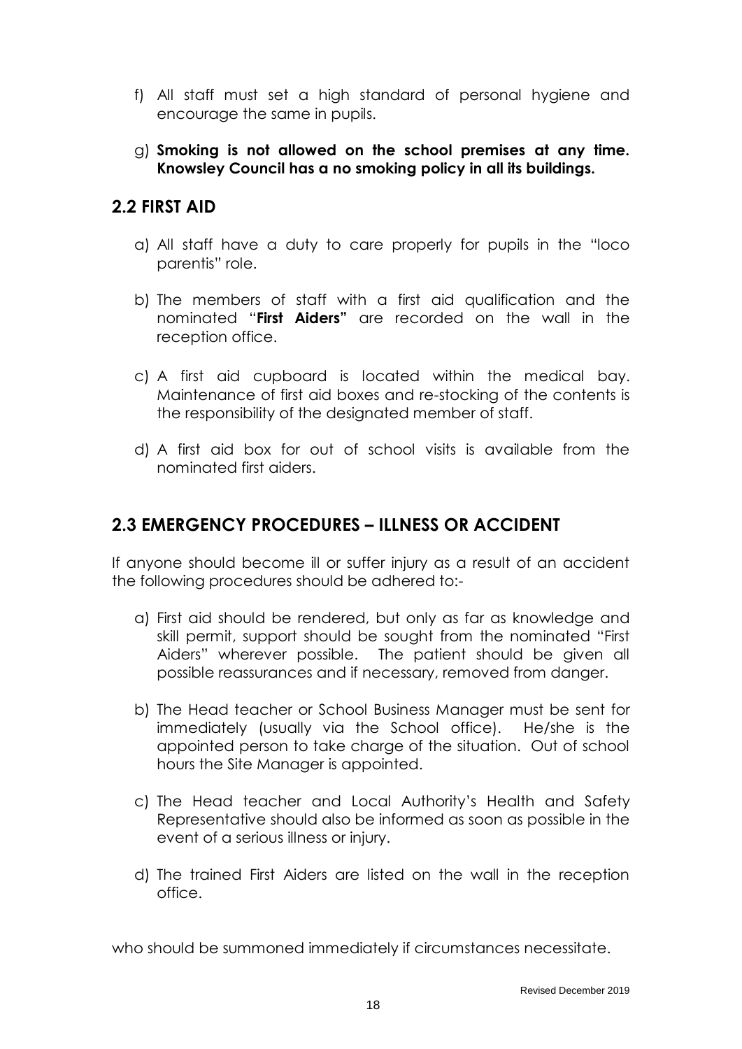f) All staff must set a high standard of personal hygiene and encourage the same in pupils.

g) **Smoking is not allowed on the school premises at any time. Knowsley Council has a no smoking policy in all its buildings.**

## 2.2 FIRST AID

a) All staff have a duty to care properly for pupils in the "loco parentis" role.

b) The members of staff with a first aid qualification and the nominated "**First Aiders"** are recorded on the wall in the reception office.

c) A first aid cupboard is located within the medical bay. Maintenance of first aid boxes and re-stocking of the contents is the responsibility of the designated member of staff.

d) A first aid box for out of school visits is available from the nominated first aiders.

## 2.3 EMERGENCY PROCEDURES – ILLNESS OR ACCIDENT

If anyone should become ill or suffer injury as a result of an accident the following procedures should be adhered to:-

a) First aid should be rendered, but only as far as knowledge and skill permit, support should be sought from the nominated "First Aiders" wherever possible. The patient should be given all possible reassurances and if necessary, removed from danger.

b) The Head teacher or School Business Manager must be sent for immediately (usually via the School office). He/she is the appointed person to take charge of the situation. Out of school hours the Site Manager is appointed.

c) The Head teacher and Local Authority's Health and Safety Representative should also be informed as soon as possible in the event of a serious illness or injury.

d) The trained First Aiders are listed on the wall in the reception office.

who should be summoned immediately if circumstances necessitate.

Revised December 2019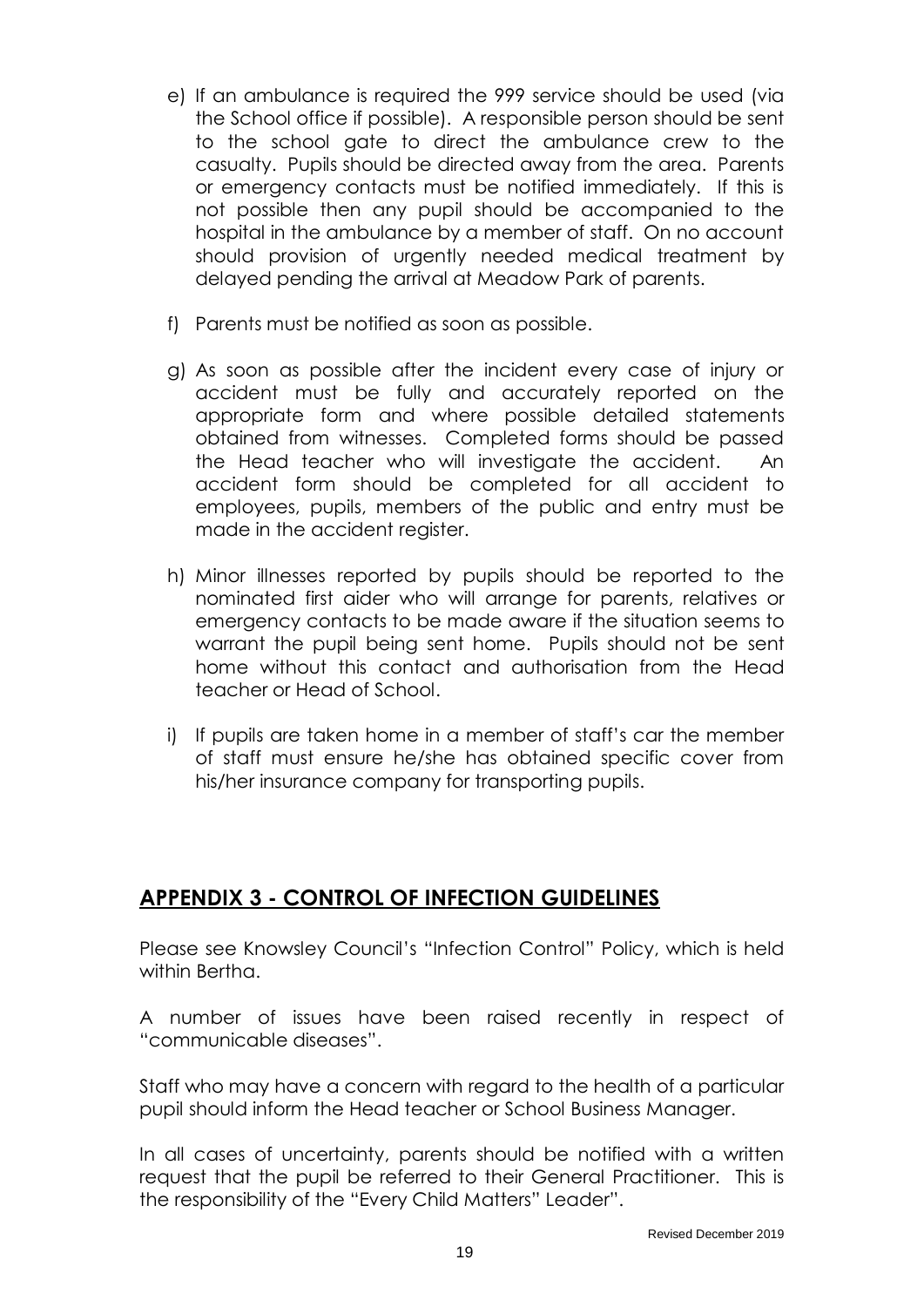e) If an ambulance is required the 999 service should be used (via the School office if possible). A responsible person should be sent to the school gate to direct the ambulance crew to the casualty. Pupils should be directed away from the area. Parents or emergency contacts must be notified immediately. If this is not possible then any pupil should be accompanied to the hospital in the ambulance by a member of staff. On no account should provision of urgently needed medical treatment by delayed pending the arrival at Meadow Park of parents.

f) Parents must be notified as soon as possible.

g) As soon as possible after the incident every case of injury or accident must be fully and accurately reported on the appropriate form and where possible detailed statements obtained from witnesses. Completed forms should be passed the Head teacher who will investigate the accident. An accident form should be completed for all accident to employees, pupils, members of the public and entry must be made in the accident register.

h) Minor illnesses reported by pupils should be reported to the nominated first aider who will arrange for parents, relatives or emergency contacts to be made aware if the situation seems to warrant the pupil being sent home. Pupils should not be sent home without this contact and authorisation from the Head teacher or Head of School.

i) If pupils are taken home in a member of staff's car the member of staff must ensure he/she has obtained specific cover from his/her insurance company for transporting pupils.

## APPENDIX 3 - CONTROL OF INFECTION GUIDELINES

Please see Knowsley Council's "Infection Control" Policy, which is held within Bertha.

A number of issues have been raised recently in respect of "communicable diseases".

Staff who may have a concern with regard to the health of a particular pupil should inform the Head teacher or School Business Manager.

In all cases of uncertainty, parents should be notified with a written request that the pupil be referred to their General Practitioner. This is the responsibility of the "Every Child Matters" Leader".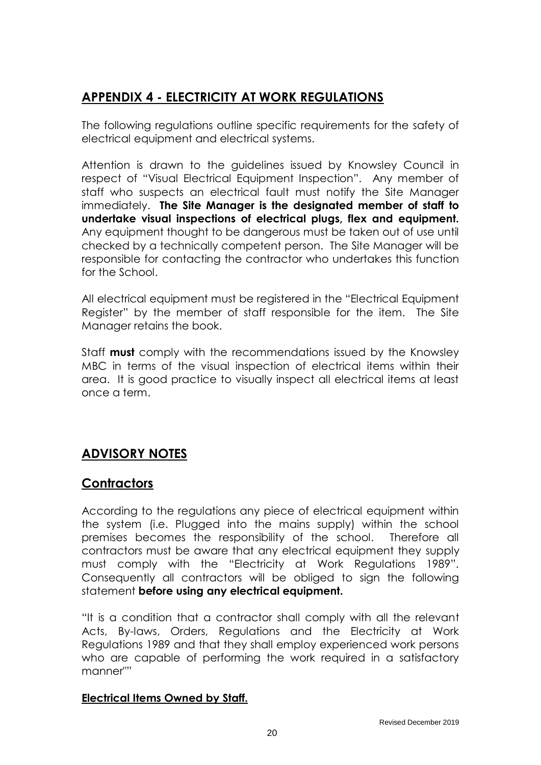## APPENDIX 4 - ELECTRICITY AT WORK REGULATIONS

The following regulations outline specific requirements for the safety of electrical equipment and electrical systems.

Attention is drawn to the guidelines issued by Knowsley Council in respect of "Visual Electrical Equipment Inspection". Any member of staff who suspects an electrical fault must notify the Site Manager immediately. **The Site Manager is the designated member of staff to undertake visual inspections of electrical plugs, flex and equipment.** Any equipment thought to be dangerous must be taken out of use until checked by a technically competent person. The Site Manager will be responsible for contacting the contractor who undertakes this function for the School.

All electrical equipment must be registered in the "Electrical Equipment Register" by the member of staff responsible for the item. The Site Manager retains the book.

Staff **must** comply with the recommendations issued by the Knowsley MBC in terms of the visual inspection of electrical items within their area. It is good practice to visually inspect all electrical items at least once a term.

## ADVISORY NOTES

## Contractors

According to the regulations any piece of electrical equipment within the system (i.e. Plugged into the mains supply) within the school premises becomes the responsibility of the school. Therefore all contractors must be aware that any electrical equipment they supply must comply with the "Electricity at Work Regulations 1989". Consequently all contractors will be obliged to sign the following statement **before using any electrical equipment.**

"It is a condition that a contractor shall comply with all the relevant Acts, By-laws, Orders, Regulations and the Electricity at Work Regulations 1989 and that they shall employ experienced work persons who are capable of performing the work required in a satisfactory manner""

**Electrical Items Owned by Staff.**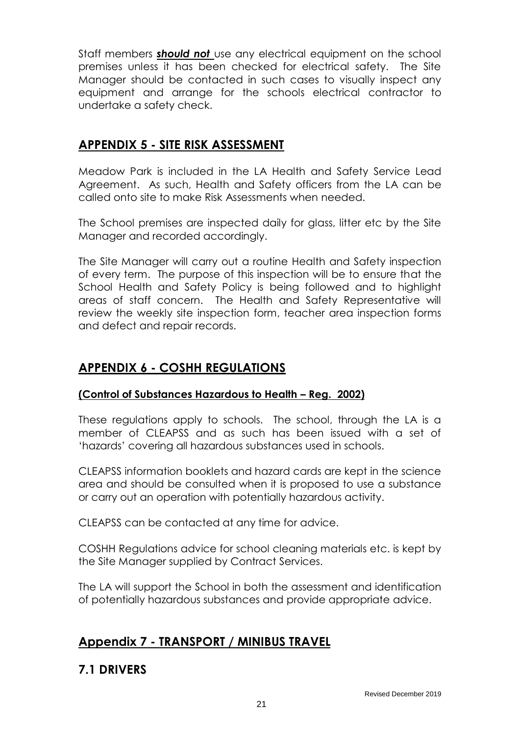Staff members ***should not*** use any electrical equipment on the school premises unless it has been checked for electrical safety. The Site Manager should be contacted in such cases to visually inspect any equipment and arrange for the schools electrical contractor to undertake a safety check.

## APPENDIX 5 - SITE RISK ASSESSMENT

Meadow Park is included in the LA Health and Safety Service Lead Agreement. As such, Health and Safety officers from the LA can be called onto site to make Risk Assessments when needed.

The School premises are inspected daily for glass, litter etc by the Site Manager and recorded accordingly.

The Site Manager will carry out a routine Health and Safety inspection of every term. The purpose of this inspection will be to ensure that the School Health and Safety Policy is being followed and to highlight areas of staff concern. The Health and Safety Representative will review the weekly site inspection form, teacher area inspection forms and defect and repair records.

## APPENDIX 6 - COSHH REGULATIONS

**(Control of Substances Hazardous to Health – Reg. 2002)**

These regulations apply to schools. The school, through the LA is a member of CLEAPSS and as such has been issued with a set of 'hazards' covering all hazardous substances used in schools.

CLEAPSS information booklets and hazard cards are kept in the science area and should be consulted when it is proposed to use a substance or carry out an operation with potentially hazardous activity.

CLEAPSS can be contacted at any time for advice.

COSHH Regulations advice for school cleaning materials etc. is kept by the Site Manager supplied by Contract Services.

The LA will support the School in both the assessment and identification of potentially hazardous substances and provide appropriate advice.

## Appendix 7 - TRANSPORT / MINIBUS TRAVEL

### 7.1 DRIVERS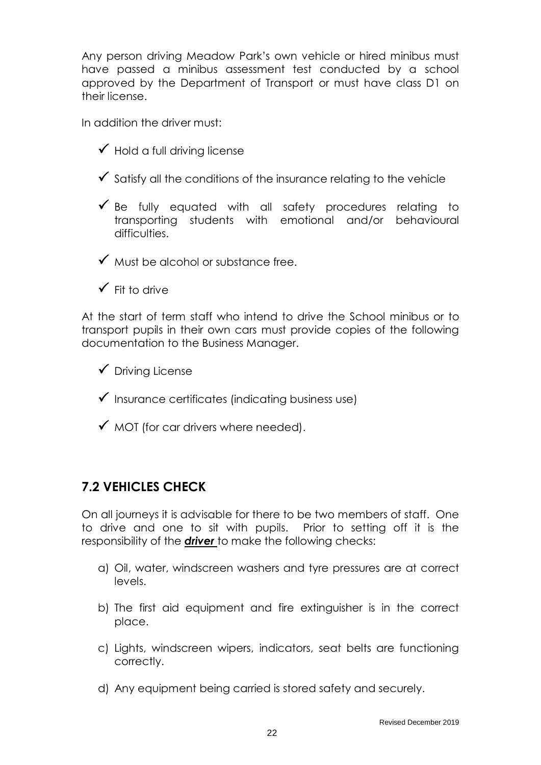Any person driving Meadow Park's own vehicle or hired minibus must have passed a minibus assessment test conducted by a school approved by the Department of Transport or must have class D1 on their license.

In addition the driver must:

- ✓ Hold a full driving license
- ✓ Satisfy all the conditions of the insurance relating to the vehicle
- ✓ Be fully equated with all safety procedures relating to transporting students with emotional and/or behavioural difficulties.
- ✓ Must be alcohol or substance free.
- ✓ Fit to drive

At the start of term staff who intend to drive the School minibus or to transport pupils in their own cars must provide copies of the following documentation to the Business Manager.

- ✓ Driving License
- ✓ Insurance certificates (indicating business use)
- ✓ MOT (for car drivers where needed).

## 7.2 VEHICLES CHECK

On all journeys it is advisable for there to be two members of staff. One to drive and one to sit with pupils. Prior to setting off it is the responsibility of the ***driver*** to make the following checks:

a) Oil, water, windscreen washers and tyre pressures are at correct levels.

b) The first aid equipment and fire extinguisher is in the correct place.

c) Lights, windscreen wipers, indicators, seat belts are functioning correctly.

d) Any equipment being carried is stored safety and securely.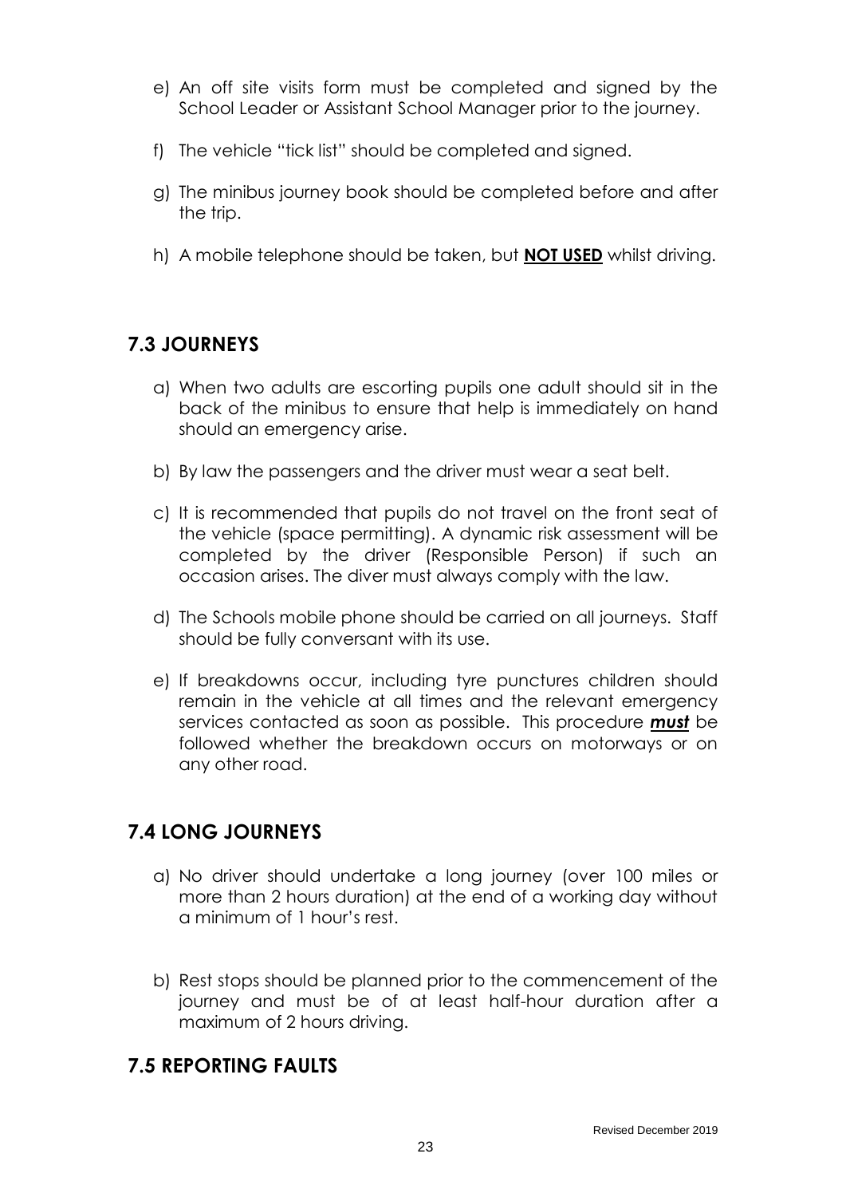e) An off site visits form must be completed and signed by the School Leader or Assistant School Manager prior to the journey.

f) The vehicle "tick list" should be completed and signed.

g) The minibus journey book should be completed before and after the trip.

h) A mobile telephone should be taken, but **NOT USED** whilst driving.

## 7.3 JOURNEYS

a) When two adults are escorting pupils one adult should sit in the back of the minibus to ensure that help is immediately on hand should an emergency arise.

b) By law the passengers and the driver must wear a seat belt.

c) It is recommended that pupils do not travel on the front seat of the vehicle (space permitting). A dynamic risk assessment will be completed by the driver (Responsible Person) if such an occasion arises. The diver must always comply with the law.

d) The Schools mobile phone should be carried on all journeys. Staff should be fully conversant with its use.

e) If breakdowns occur, including tyre punctures children should remain in the vehicle at all times and the relevant emergency services contacted as soon as possible. This procedure ***must*** be followed whether the breakdown occurs on motorways or on any other road.

## 7.4 LONG JOURNEYS

a) No driver should undertake a long journey (over 100 miles or more than 2 hours duration) at the end of a working day without a minimum of 1 hour's rest.

b) Rest stops should be planned prior to the commencement of the journey and must be of at least half-hour duration after a maximum of 2 hours driving.

## 7.5 REPORTING FAULTS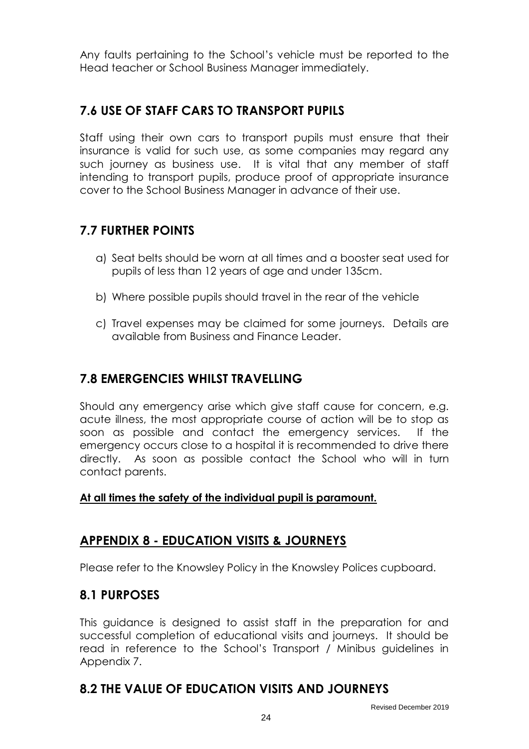Any faults pertaining to the School's vehicle must be reported to the Head teacher or School Business Manager immediately.

## 7.6 USE OF STAFF CARS TO TRANSPORT PUPILS

Staff using their own cars to transport pupils must ensure that their insurance is valid for such use, as some companies may regard any such journey as business use. It is vital that any member of staff intending to transport pupils, produce proof of appropriate insurance cover to the School Business Manager in advance of their use.

## 7.7 FURTHER POINTS

a) Seat belts should be worn at all times and a booster seat used for pupils of less than 12 years of age and under 135cm.

b) Where possible pupils should travel in the rear of the vehicle

c) Travel expenses may be claimed for some journeys. Details are available from Business and Finance Leader.

## 7.8 EMERGENCIES WHILST TRAVELLING

Should any emergency arise which give staff cause for concern, e.g. acute illness, the most appropriate course of action will be to stop as soon as possible and contact the emergency services. If the emergency occurs close to a hospital it is recommended to drive there directly. As soon as possible contact the School who will in turn contact parents.

**At all times the safety of the individual pupil is paramount.**

## APPENDIX 8 - EDUCATION VISITS & JOURNEYS

Please refer to the Knowsley Policy in the Knowsley Polices cupboard.

## 8.1 PURPOSES

This guidance is designed to assist staff in the preparation for and successful completion of educational visits and journeys. It should be read in reference to the School's Transport / Minibus guidelines in Appendix 7.

## 8.2 THE VALUE OF EDUCATION VISITS AND JOURNEYS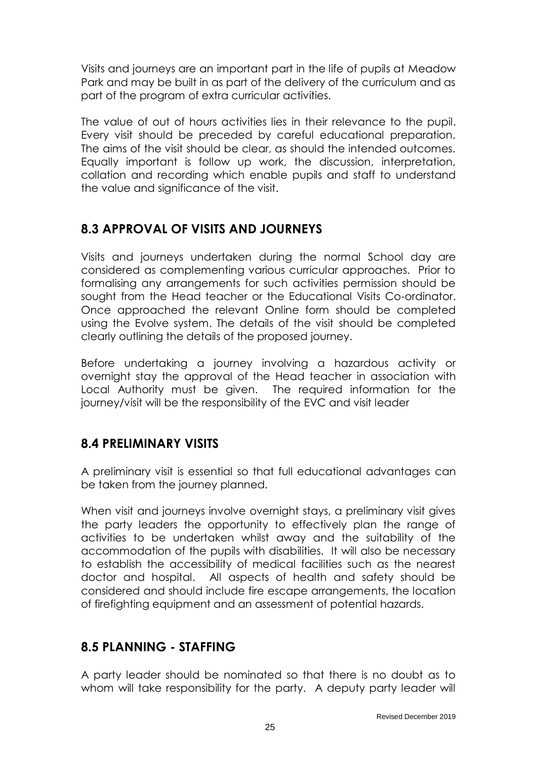Visits and journeys are an important part in the life of pupils at Meadow Park and may be built in as part of the delivery of the curriculum and as part of the program of extra curricular activities.

The value of out of hours activities lies in their relevance to the pupil. Every visit should be preceded by careful educational preparation. The aims of the visit should be clear, as should the intended outcomes. Equally important is follow up work, the discussion, interpretation, collation and recording which enable pupils and staff to understand the value and significance of the visit.

## 8.3 APPROVAL OF VISITS AND JOURNEYS

Visits and journeys undertaken during the normal School day are considered as complementing various curricular approaches. Prior to formalising any arrangements for such activities permission should be sought from the Head teacher or the Educational Visits Co-ordinator. Once approached the relevant Online form should be completed using the Evolve system. The details of the visit should be completed clearly outlining the details of the proposed journey.

Before undertaking a journey involving a hazardous activity or overnight stay the approval of the Head teacher in association with Local Authority must be given. The required information for the journey/visit will be the responsibility of the EVC and visit leader

## 8.4 PRELIMINARY VISITS

A preliminary visit is essential so that full educational advantages can be taken from the journey planned.

When visit and journeys involve overnight stays, a preliminary visit gives the party leaders the opportunity to effectively plan the range of activities to be undertaken whilst away and the suitability of the accommodation of the pupils with disabilities. It will also be necessary to establish the accessibility of medical facilities such as the nearest doctor and hospital. All aspects of health and safety should be considered and should include fire escape arrangements, the location of firefighting equipment and an assessment of potential hazards.

## 8.5 PLANNING - STAFFING

A party leader should be nominated so that there is no doubt as to whom will take responsibility for the party. A deputy party leader will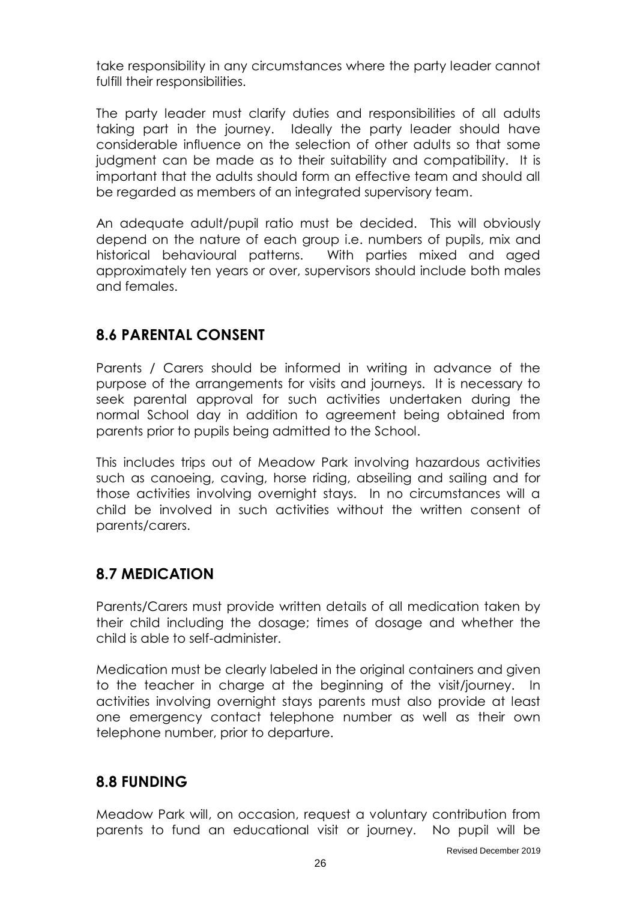take responsibility in any circumstances where the party leader cannot fulfill their responsibilities.

The party leader must clarify duties and responsibilities of all adults taking part in the journey. Ideally the party leader should have considerable influence on the selection of other adults so that some judgment can be made as to their suitability and compatibility. It is important that the adults should form an effective team and should all be regarded as members of an integrated supervisory team.

An adequate adult/pupil ratio must be decided. This will obviously depend on the nature of each group i.e. numbers of pupils, mix and historical behavioural patterns. With parties mixed and aged approximately ten years or over, supervisors should include both males and females.

## 8.6 PARENTAL CONSENT

Parents / Carers should be informed in writing in advance of the purpose of the arrangements for visits and journeys. It is necessary to seek parental approval for such activities undertaken during the normal School day in addition to agreement being obtained from parents prior to pupils being admitted to the School.

This includes trips out of Meadow Park involving hazardous activities such as canoeing, caving, horse riding, abseiling and sailing and for those activities involving overnight stays. In no circumstances will a child be involved in such activities without the written consent of parents/carers.

## 8.7 MEDICATION

Parents/Carers must provide written details of all medication taken by their child including the dosage; times of dosage and whether the child is able to self-administer.

Medication must be clearly labeled in the original containers and given to the teacher in charge at the beginning of the visit/journey. In activities involving overnight stays parents must also provide at least one emergency contact telephone number as well as their own telephone number, prior to departure.

## 8.8 FUNDING

Meadow Park will, on occasion, request a voluntary contribution from parents to fund an educational visit or journey. No pupil will be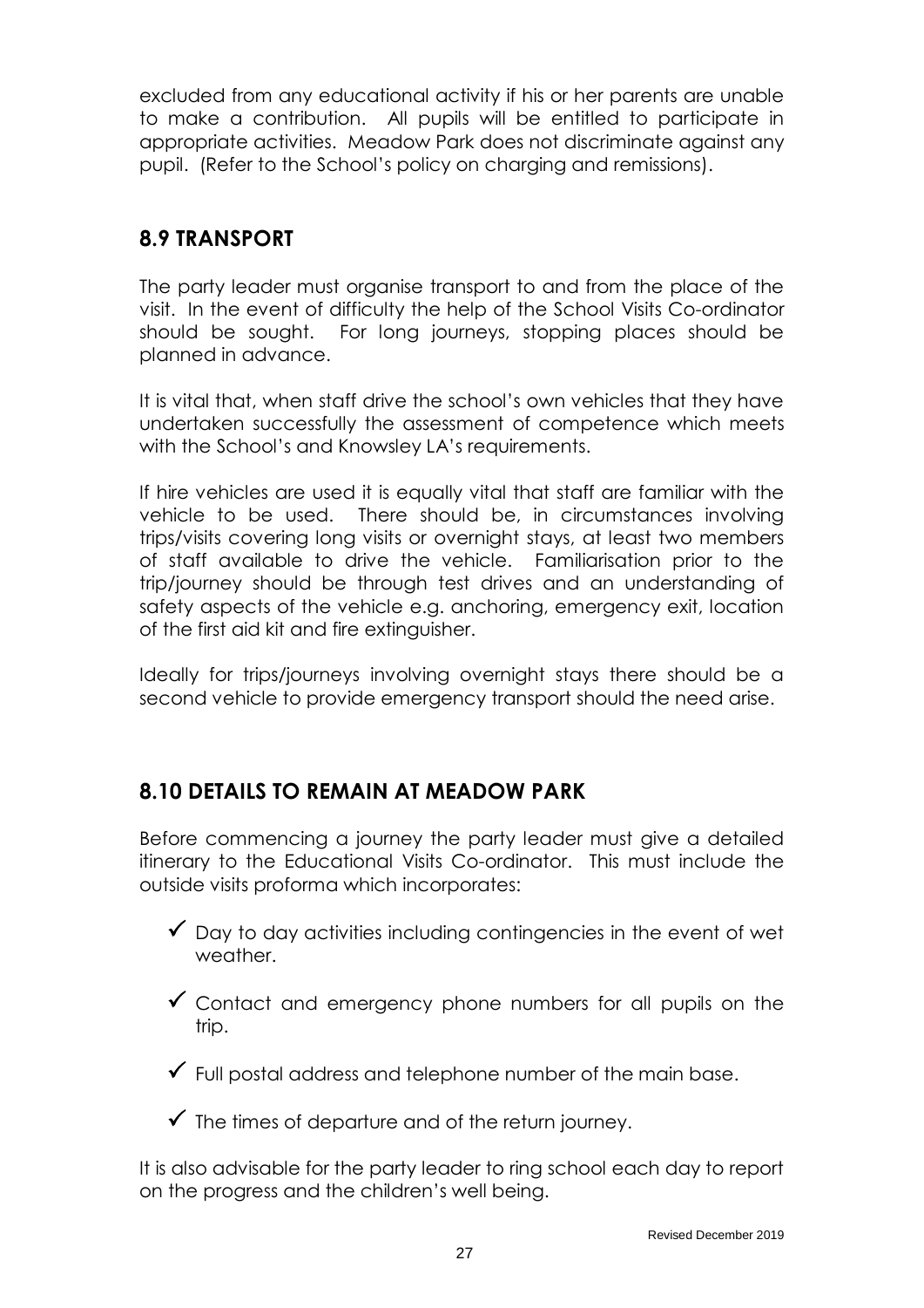excluded from any educational activity if his or her parents are unable to make a contribution. All pupils will be entitled to participate in appropriate activities. Meadow Park does not discriminate against any pupil. (Refer to the School's policy on charging and remissions).

## 8.9 TRANSPORT

The party leader must organise transport to and from the place of the visit. In the event of difficulty the help of the School Visits Co-ordinator should be sought. For long journeys, stopping places should be planned in advance.

It is vital that, when staff drive the school's own vehicles that they have undertaken successfully the assessment of competence which meets with the School's and Knowsley LA's requirements.

If hire vehicles are used it is equally vital that staff are familiar with the vehicle to be used. There should be, in circumstances involving trips/visits covering long visits or overnight stays, at least two members of staff available to drive the vehicle. Familiarisation prior to the trip/journey should be through test drives and an understanding of safety aspects of the vehicle e.g. anchoring, emergency exit, location of the first aid kit and fire extinguisher.

Ideally for trips/journeys involving overnight stays there should be a second vehicle to provide emergency transport should the need arise.

## 8.10 DETAILS TO REMAIN AT MEADOW PARK

Before commencing a journey the party leader must give a detailed itinerary to the Educational Visits Co-ordinator. This must include the outside visits proforma which incorporates:

- ✓ Day to day activities including contingencies in the event of wet weather.
- ✓ Contact and emergency phone numbers for all pupils on the trip.
- ✓ Full postal address and telephone number of the main base.
- ✓ The times of departure and of the return journey.

It is also advisable for the party leader to ring school each day to report on the progress and the children's well being.

Revised December 2019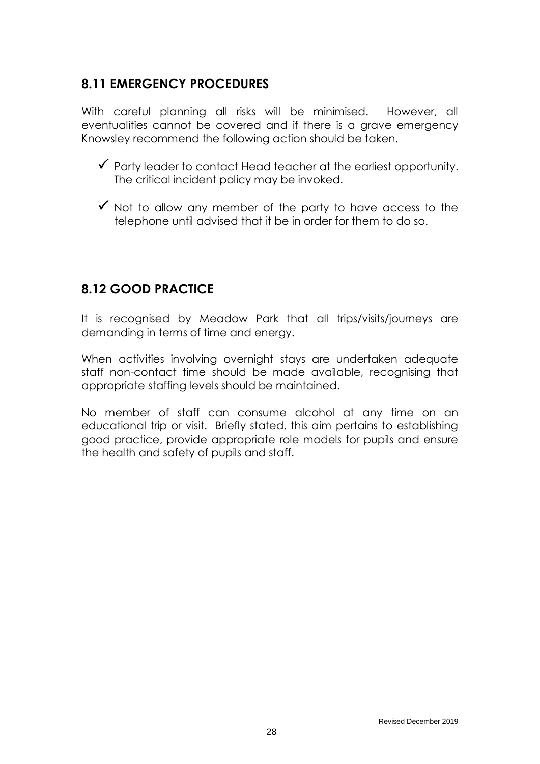## 8.11 EMERGENCY PROCEDURES

With careful planning all risks will be minimised. However, all eventualities cannot be covered and if there is a grave emergency Knowsley recommend the following action should be taken.

- ✓ Party leader to contact Head teacher at the earliest opportunity. The critical incident policy may be invoked.
- ✓ Not to allow any member of the party to have access to the telephone until advised that it be in order for them to do so.

## 8.12 GOOD PRACTICE

It is recognised by Meadow Park that all trips/visits/journeys are demanding in terms of time and energy.

When activities involving overnight stays are undertaken adequate staff non-contact time should be made available, recognising that appropriate staffing levels should be maintained.

No member of staff can consume alcohol at any time on an educational trip or visit. Briefly stated, this aim pertains to establishing good practice, provide appropriate role models for pupils and ensure the health and safety of pupils and staff.

Revised December 2019